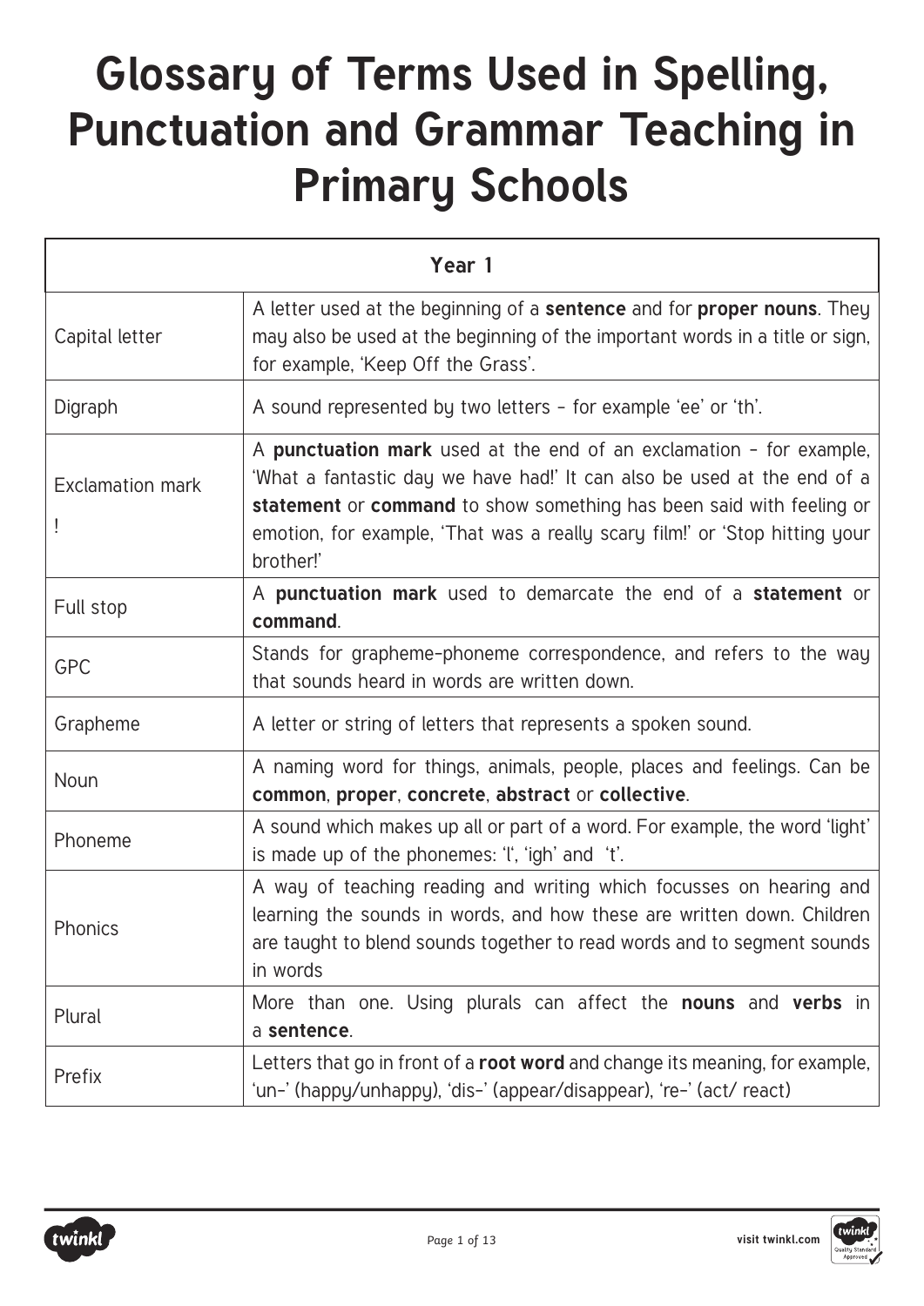# Glossary of Terms Used in Spelling, Punctuation and Grammar Teaching in Primary Schools

| Year 1 | |
|---|---|
| Capital letter | A letter used at the beginning of a **sentence** and for **proper nouns**. They may also be used at the beginning of the important words in a title or sign, for example, 'Keep Off the Grass'. |
| Digraph | A sound represented by two letters – for example 'ee' or 'th'. |
| Exclamation mark ! | A **punctuation mark** used at the end of an exclamation – for example, 'What a fantastic day we have had!' It can also be used at the end of a **statement** or **command** to show something has been said with feeling or emotion, for example, 'That was a really scary film!' or 'Stop hitting your brother!' |
| Full stop | A **punctuation mark** used to demarcate the end of a **statement** or **command**. |
| GPC | Stands for grapheme-phoneme correspondence, and refers to the way that sounds heard in words are written down. |
| Grapheme | A letter or string of letters that represents a spoken sound. |
| Noun | A naming word for things, animals, people, places and feelings. Can be **common**, **proper**, **concrete**, **abstract** or **collective**. |
| Phoneme | A sound which makes up all or part of a word. For example, the word 'light' is made up of the phonemes: 'l', 'igh' and 't'. |
| Phonics | A way of teaching reading and writing which focusses on hearing and learning the sounds in words, and how these are written down. Children are taught to blend sounds together to read words and to segment sounds in words |
| Plural | More than one. Using plurals can affect the **nouns** and **verbs** in a **sentence**. |
| Prefix | Letters that go in front of a **root word** and change its meaning, for example, 'un-' (happy/unhappy), 'dis-' (appear/disappear), 're-' (act/ react) |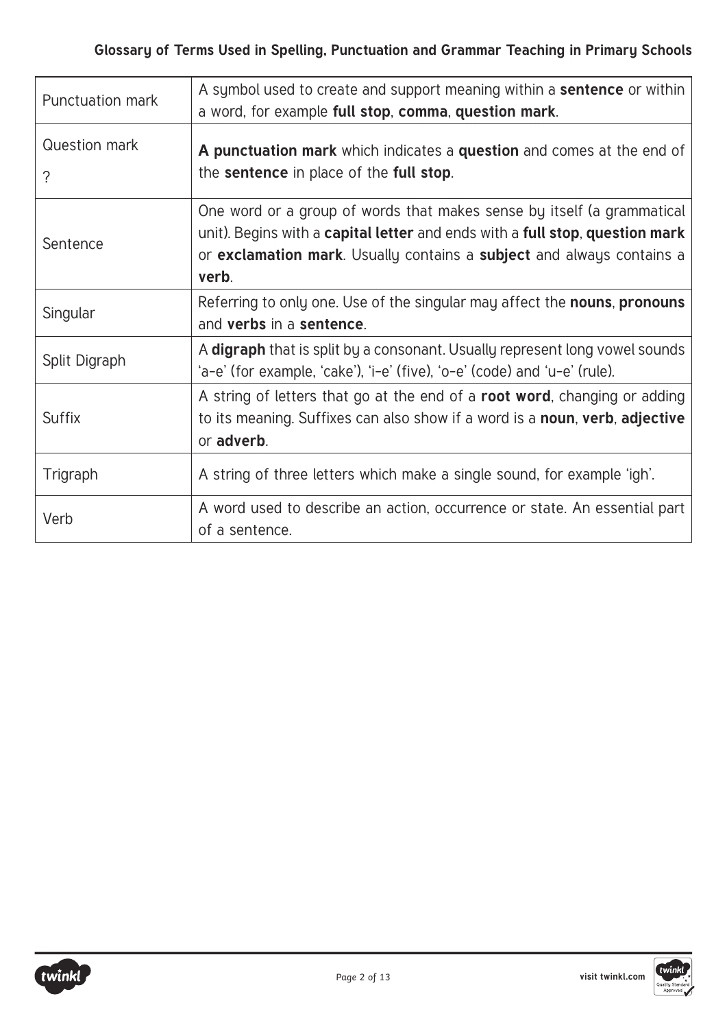| Term | Definition |
|---|---|
| Punctuation mark | A symbol used to create and support meaning within a **sentence** or within a word, for example **full stop**, **comma**, **question mark**. |
| Question mark ? | **A punctuation mark** which indicates a **question** and comes at the end of the **sentence** in place of the **full stop**. |
| Sentence | One word or a group of words that makes sense by itself (a grammatical unit). Begins with a **capital letter** and ends with a **full stop**, **question mark** or **exclamation mark**. Usually contains a **subject** and always contains a **verb**. |
| Singular | Referring to only one. Use of the singular may affect the **nouns**, **pronouns** and **verbs** in a **sentence**. |
| Split Digraph | A **digraph** that is split by a consonant. Usually represent long vowel sounds 'a-e' (for example, 'cake'), 'i-e' (five), 'o-e' (code) and 'u-e' (rule). |
| Suffix | A string of letters that go at the end of a **root word**, changing or adding to its meaning. Suffixes can also show if a word is a **noun**, **verb**, **adjective** or **adverb**. |
| Trigraph | A string of three letters which make a single sound, for example 'igh'. |
| Verb | A word used to describe an action, occurrence or state. An essential part of a sentence. |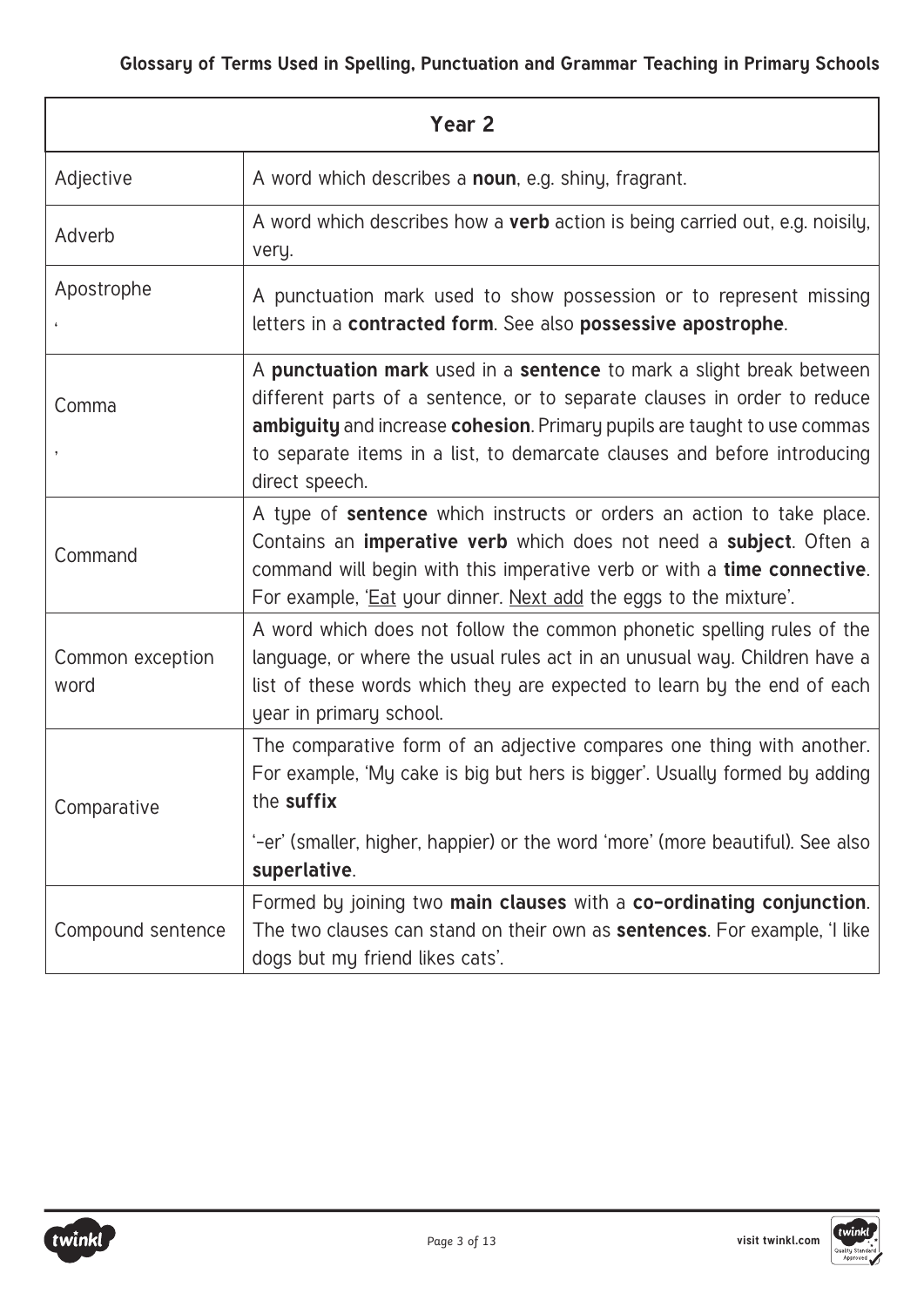| Year 2 | |
|---|---|
| Adjective | A word which describes a **noun**, e.g. shiny, fragrant. |
| Adverb | A word which describes how a **verb** action is being carried out, e.g. noisily, very. |
| Apostrophe ' | A punctuation mark used to show possession or to represent missing letters in a **contracted form**. See also **possessive apostrophe**. |
| Comma , | A **punctuation mark** used in a **sentence** to mark a slight break between different parts of a sentence, or to separate clauses in order to reduce **ambiguity** and increase **cohesion**. Primary pupils are taught to use commas to separate items in a list, to demarcate clauses and before introducing direct speech. |
| Command | A type of **sentence** which instructs or orders an action to take place. Contains an **imperative verb** which does not need a **subject**. Often a command will begin with this imperative verb or with a **time connective**. For example, '<u>Eat</u> your dinner. <u>Next add</u> the eggs to the mixture'. |
| Common exception word | A word which does not follow the common phonetic spelling rules of the language, or where the usual rules act in an unusual way. Children have a list of these words which they are expected to learn by the end of each year in primary school. |
| Comparative | The comparative form of an adjective compares one thing with another. For example, 'My cake is big but hers is bigger'. Usually formed by adding the **suffix** '-er' (smaller, higher, happier) or the word 'more' (more beautiful). See also **superlative**. |
| Compound sentence | Formed by joining two **main clauses** with a **co-ordinating conjunction**. The two clauses can stand on their own as **sentences**. For example, 'I like dogs but my friend likes cats'. |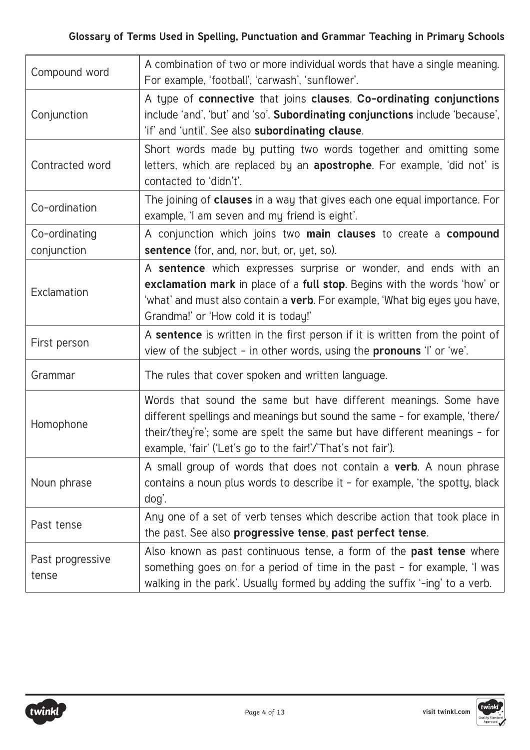| Term | Definition |
|---|---|
| Compound word | A combination of two or more individual words that have a single meaning. For example, 'football', 'carwash', 'sunflower'. |
| Conjunction | A type of **connective** that joins **clauses**. **Co-ordinating conjunctions** include 'and', 'but' and 'so'. **Subordinating conjunctions** include 'because', 'if' and 'until'. See also **subordinating clause**. |
| Contracted word | Short words made by putting two words together and omitting some letters, which are replaced by an **apostrophe**. For example, 'did not' is contacted to 'didn't'. |
| Co-ordination | The joining of **clauses** in a way that gives each one equal importance. For example, 'I am seven and my friend is eight'. |
| Co-ordinating conjunction | A conjunction which joins two **main clauses** to create a **compound sentence** (for, and, nor, but, or, yet, so). |
| Exclamation | A **sentence** which expresses surprise or wonder, and ends with an **exclamation mark** in place of a **full stop**. Begins with the words 'how' or 'what' and must also contain a **verb**. For example, 'What big eyes you have, Grandma!' or 'How cold it is today!' |
| First person | A **sentence** is written in the first person if it is written from the point of view of the subject - in other words, using the **pronouns** 'I' or 'we'. |
| Grammar | The rules that cover spoken and written language. |
| Homophone | Words that sound the same but have different meanings. Some have different spellings and meanings but sound the same - for example, 'there/their/they're'; some are spelt the same but have different meanings - for example, 'fair' ('Let's go to the fair!'/'That's not fair'). |
| Noun phrase | A small group of words that does not contain a **verb**. A noun phrase contains a noun plus words to describe it - for example, 'the spotty, black dog'. |
| Past tense | Any one of a set of verb tenses which describe action that took place in the past. See also **progressive tense**, **past perfect tense**. |
| Past progressive tense | Also known as past continuous tense, a form of the **past tense** where something goes on for a period of time in the past - for example, 'I was walking in the park'. Usually formed by adding the suffix '-ing' to a verb. |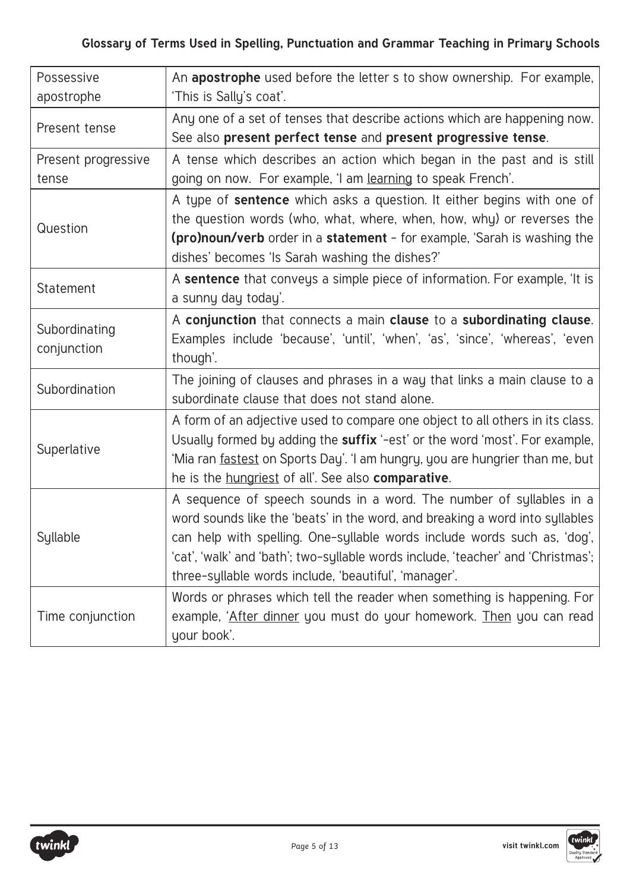| | |
|---|---|
| Possessive apostrophe | An **apostrophe** used before the letter s to show ownership. For example, 'This is Sally's coat'. |
| Present tense | Any one of a set of tenses that describe actions which are happening now. See also **present perfect tense** and **present progressive tense**. |
| Present progressive tense | A tense which describes an action which began in the past and is still going on now. For example, 'I am <u>learning</u> to speak French'. |
| Question | A type of **sentence** which asks a question. It either begins with one of the question words (who, what, where, when, how, why) or reverses the **(pro)noun/verb** order in a **statement** – for example, 'Sarah is washing the dishes' becomes 'Is Sarah washing the dishes?' |
| Statement | A **sentence** that conveys a simple piece of information. For example, 'It is a sunny day today'. |
| Subordinating conjunction | A **conjunction** that connects a main **clause** to a **subordinating clause**. Examples include 'because', 'until', 'when', 'as', 'since', 'whereas', 'even though'. |
| Subordination | The joining of clauses and phrases in a way that links a main clause to a subordinate clause that does not stand alone. |
| Superlative | A form of an adjective used to compare one object to all others in its class. Usually formed by adding the **suffix** '-est' or the word 'most'. For example, 'Mia ran <u>fastest</u> on Sports Day'. 'I am hungry, you are hungrier than me, but he is the <u>hungriest</u> of all'. See also **comparative**. |
| Syllable | A sequence of speech sounds in a word. The number of syllables in a word sounds like the 'beats' in the word, and breaking a word into syllables can help with spelling. One-syllable words include words such as, 'dog', 'cat', 'walk' and 'bath'; two-syllable words include, 'teacher' and 'Christmas'; three-syllable words include, 'beautiful', 'manager'. |
| Time conjunction | Words or phrases which tell the reader when something is happening. For example, '<u>After dinner</u> you must do your homework. <u>Then</u> you can read your book'. |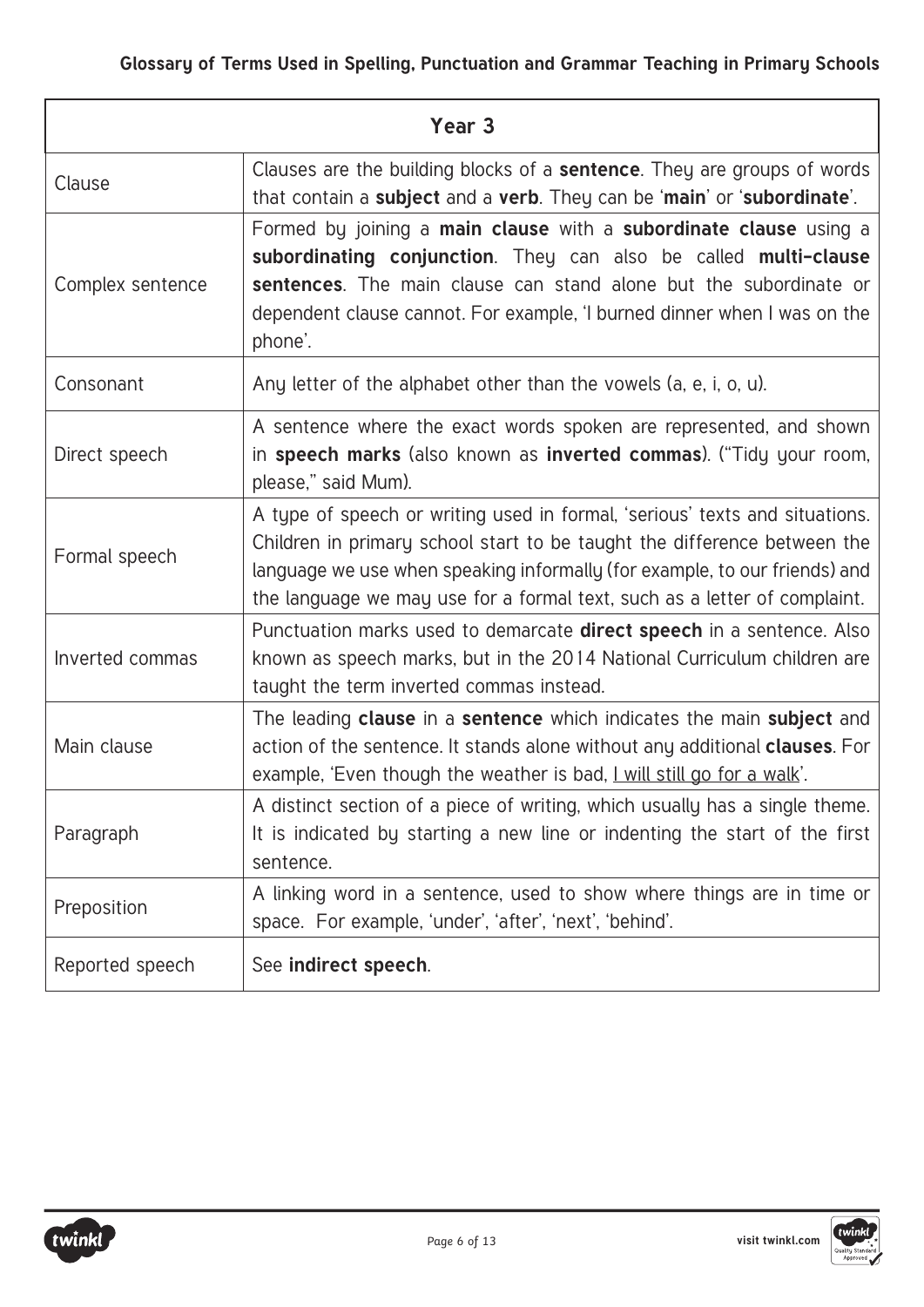| Year 3 | |
|---|---|
| Clause | Clauses are the building blocks of a **sentence**. They are groups of words that contain a **subject** and a **verb**. They can be '**main**' or '**subordinate**'. |
| Complex sentence | Formed by joining a **main clause** with a **subordinate clause** using a **subordinating conjunction**. They can also be called **multi-clause sentences**. The main clause can stand alone but the subordinate or dependent clause cannot. For example, 'I burned dinner when I was on the phone'. |
| Consonant | Any letter of the alphabet other than the vowels (a, e, i, o, u). |
| Direct speech | A sentence where the exact words spoken are represented, and shown in **speech marks** (also known as **inverted commas**). ("Tidy your room, please," said Mum). |
| Formal speech | A type of speech or writing used in formal, 'serious' texts and situations. Children in primary school start to be taught the difference between the language we use when speaking informally (for example, to our friends) and the language we may use for a formal text, such as a letter of complaint. |
| Inverted commas | Punctuation marks used to demarcate **direct speech** in a sentence. Also known as speech marks, but in the 2014 National Curriculum children are taught the term inverted commas instead. |
| Main clause | The leading **clause** in a **sentence** which indicates the main **subject** and action of the sentence. It stands alone without any additional **clauses**. For example, 'Even though the weather is bad, <u>I will still go for a walk</u>'. |
| Paragraph | A distinct section of a piece of writing, which usually has a single theme. It is indicated by starting a new line or indenting the start of the first sentence. |
| Preposition | A linking word in a sentence, used to show where things are in time or space. For example, 'under', 'after', 'next', 'behind'. |
| Reported speech | See **indirect speech**. |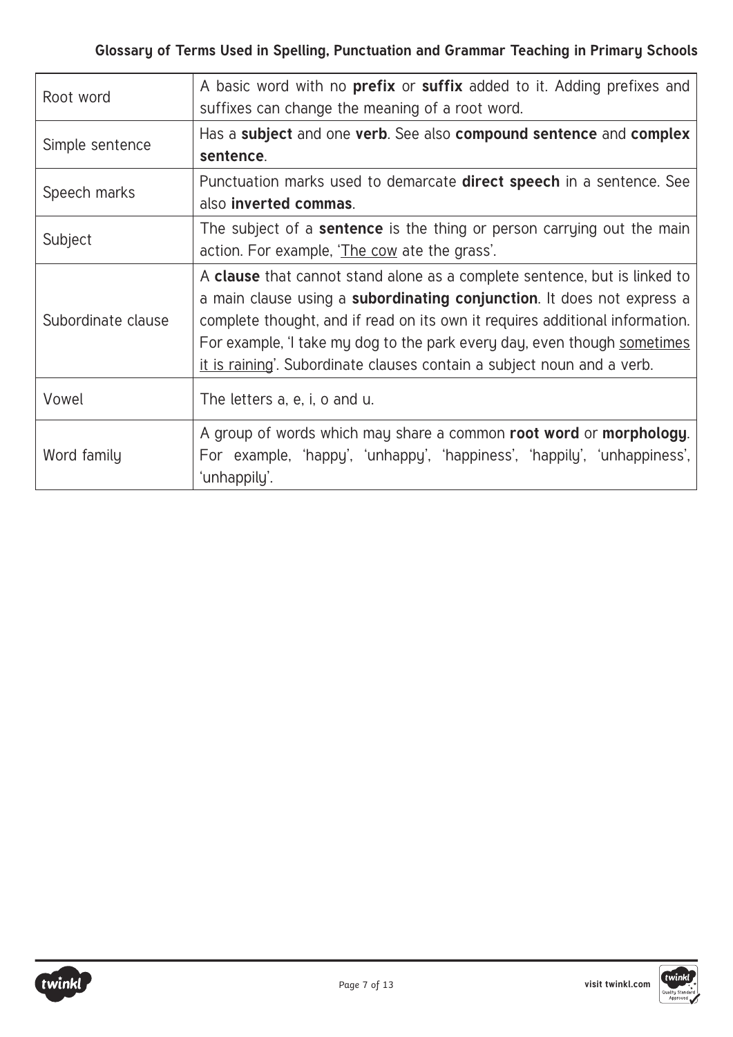| | |
|---|---|
| Root word | A basic word with no **prefix** or **suffix** added to it. Adding prefixes and suffixes can change the meaning of a root word. |
| Simple sentence | Has a **subject** and one **verb**. See also **compound sentence** and **complex sentence**. |
| Speech marks | Punctuation marks used to demarcate **direct speech** in a sentence. See also **inverted commas**. |
| Subject | The subject of a **sentence** is the thing or person carrying out the main action. For example, '<u>The cow</u> ate the grass'. |
| Subordinate clause | A **clause** that cannot stand alone as a complete sentence, but is linked to a main clause using a **subordinating conjunction**. It does not express a complete thought, and if read on its own it requires additional information. For example, 'I take my dog to the park every day, even though <u>sometimes it is raining</u>'. Subordinate clauses contain a subject noun and a verb. |
| Vowel | The letters a, e, i, o and u. |
| Word family | A group of words which may share a common **root word** or **morphology**. For example, 'happy', 'unhappy', 'happiness', 'happily', 'unhappiness', 'unhappily'. |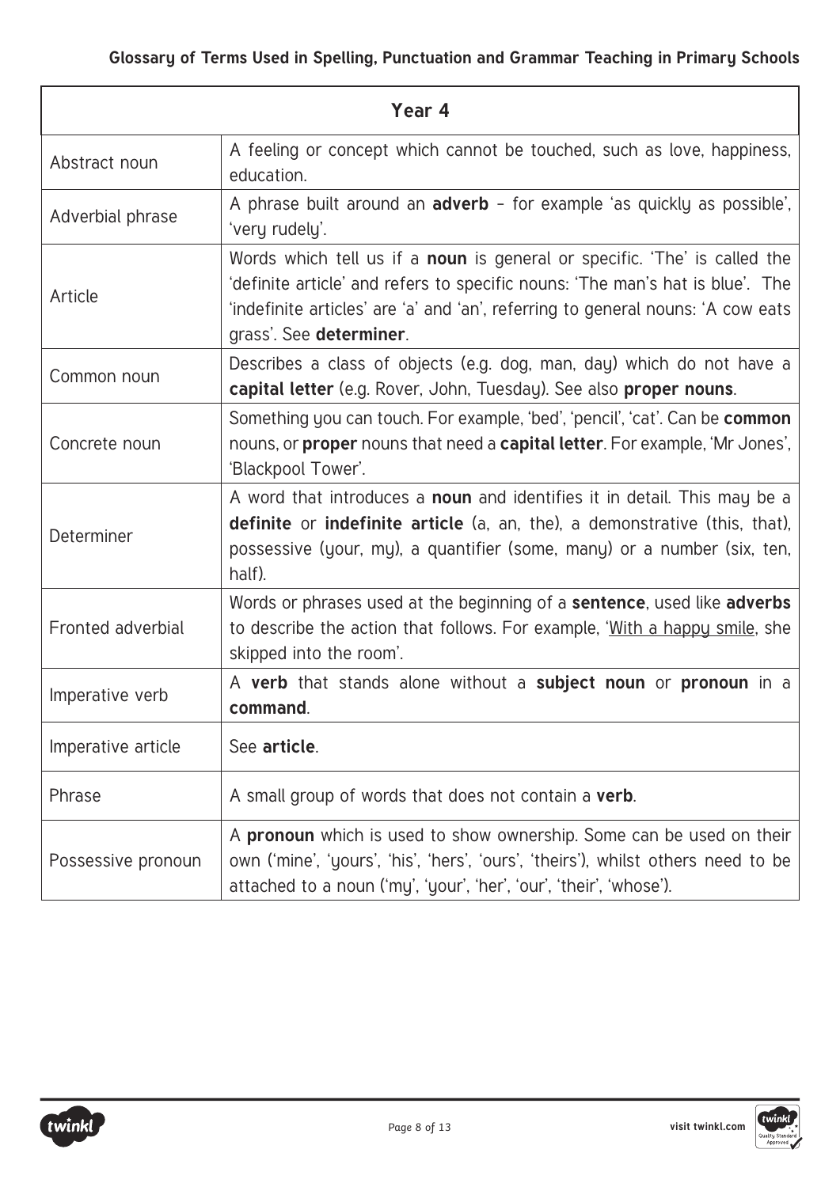| Year 4 | |
|---|---|
| Abstract noun | A feeling or concept which cannot be touched, such as love, happiness, education. |
| Adverbial phrase | A phrase built around an **adverb** – for example 'as quickly as possible', 'very rudely'. |
| Article | Words which tell us if a **noun** is general or specific. 'The' is called the 'definite article' and refers to specific nouns: 'The man's hat is blue'. The 'indefinite articles' are 'a' and 'an', referring to general nouns: 'A cow eats grass'. See **determiner**. |
| Common noun | Describes a class of objects (e.g. dog, man, day) which do not have a **capital letter** (e.g. Rover, John, Tuesday). See also **proper nouns**. |
| Concrete noun | Something you can touch. For example, 'bed', 'pencil', 'cat'. Can be **common** nouns, or **proper** nouns that need a **capital letter**. For example, 'Mr Jones', 'Blackpool Tower'. |
| Determiner | A word that introduces a **noun** and identifies it in detail. This may be a **definite** or **indefinite article** (a, an, the), a demonstrative (this, that), possessive (your, my), a quantifier (some, many) or a number (six, ten, half). |
| Fronted adverbial | Words or phrases used at the beginning of a **sentence**, used like **adverbs** to describe the action that follows. For example, '<u>With a happy smile</u>, she skipped into the room'. |
| Imperative verb | A **verb** that stands alone without a **subject noun** or **pronoun** in a **command**. |
| Imperative article | See **article**. |
| Phrase | A small group of words that does not contain a **verb**. |
| Possessive pronoun | A **pronoun** which is used to show ownership. Some can be used on their own ('mine', 'yours', 'his', 'hers', 'ours', 'theirs'), whilst others need to be attached to a noun ('my', 'your', 'her', 'our', 'their', 'whose'). |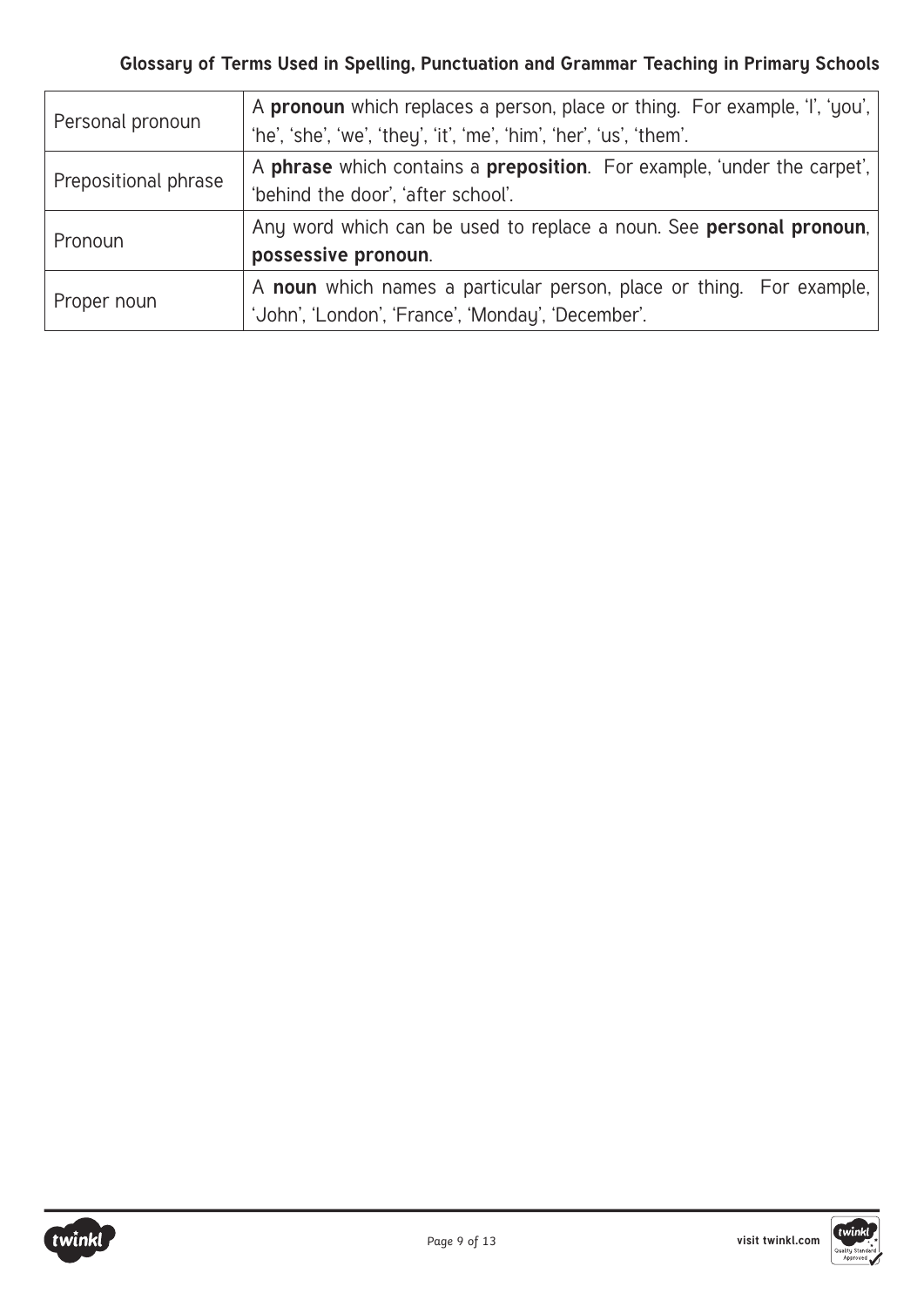| Personal pronoun | A **pronoun** which replaces a person, place or thing. For example, 'I', 'you', 'he', 'she', 'we', 'they', 'it', 'me', 'him', 'her', 'us', 'them'. |
| --- | --- |
| Prepositional phrase | A **phrase** which contains a **preposition**. For example, 'under the carpet', 'behind the door', 'after school'. |
| Pronoun | Any word which can be used to replace a noun. See **personal pronoun**, **possessive pronoun**. |
| Proper noun | A **noun** which names a particular person, place or thing. For example, 'John', 'London', 'France', 'Monday', 'December'. |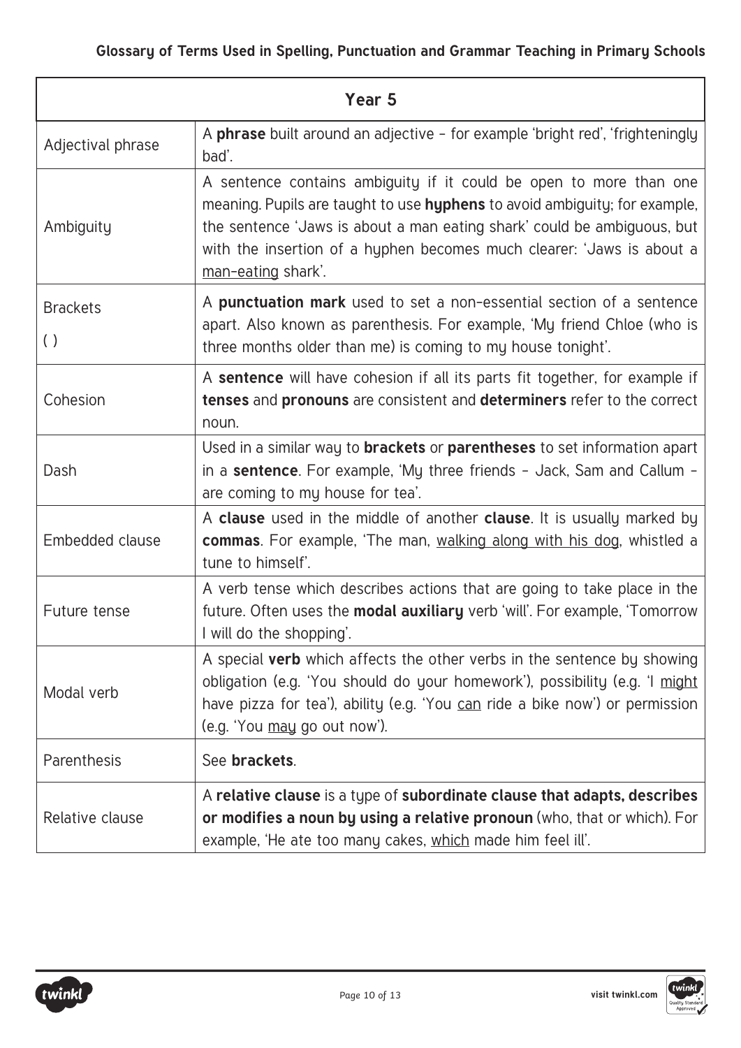| Year 5 | |
|---|---|
| Adjectival phrase | A **phrase** built around an adjective – for example 'bright red', 'frighteningly bad'. |
| Ambiguity | A sentence contains ambiguity if it could be open to more than one meaning. Pupils are taught to use **hyphens** to avoid ambiguity; for example, the sentence 'Jaws is about a man eating shark' could be ambiguous, but with the insertion of a hyphen becomes much clearer: 'Jaws is about a <u>man-eating</u> shark'. |
| Brackets ( ) | A **punctuation mark** used to set a non-essential section of a sentence apart. Also known as parenthesis. For example, 'My friend Chloe (who is three months older than me) is coming to my house tonight'. |
| Cohesion | A **sentence** will have cohesion if all its parts fit together, for example if **tenses** and **pronouns** are consistent and **determiners** refer to the correct noun. |
| Dash | Used in a similar way to **brackets** or **parentheses** to set information apart in a **sentence**. For example, 'My three friends – Jack, Sam and Callum – are coming to my house for tea'. |
| Embedded clause | A **clause** used in the middle of another **clause**. It is usually marked by **commas**. For example, 'The man, <u>walking along with his dog</u>, whistled a tune to himself'. |
| Future tense | A verb tense which describes actions that are going to take place in the future. Often uses the **modal auxiliary** verb 'will'. For example, 'Tomorrow I will do the shopping'. |
| Modal verb | A special **verb** which affects the other verbs in the sentence by showing obligation (e.g. 'You should do your homework'), possibility (e.g. 'I <u>might</u> have pizza for tea'), ability (e.g. 'You <u>can</u> ride a bike now') or permission (e.g. 'You <u>may</u> go out now'). |
| Parenthesis | See **brackets**. |
| Relative clause | A **relative clause** is a type of **subordinate clause that adapts, describes or modifies a noun by using a relative pronoun** (who, that or which). For example, 'He ate too many cakes, <u>which</u> made him feel ill'. |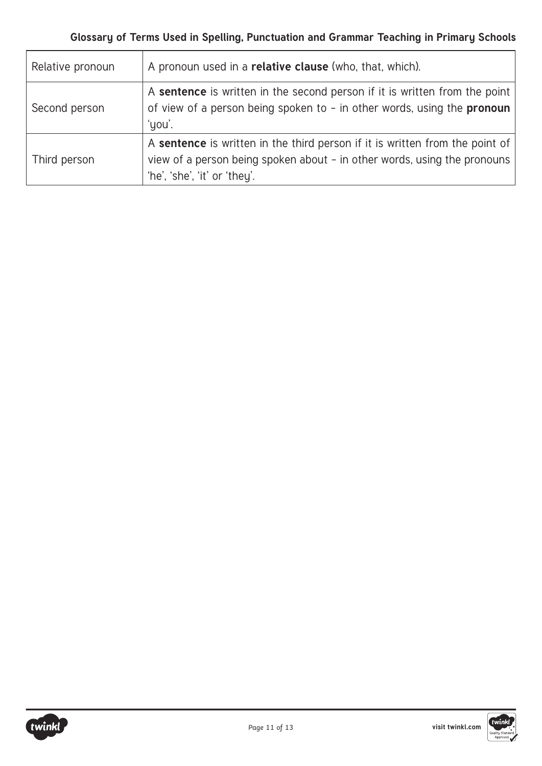| | |
|---|---|
| Relative pronoun | A pronoun used in a **relative clause** (who, that, which). |
| Second person | A **sentence** is written in the second person if it is written from the point of view of a person being spoken to – in other words, using the **pronoun** 'you'. |
| Third person | A **sentence** is written in the third person if it is written from the point of view of a person being spoken about – in other words, using the pronouns 'he', 'she', 'it' or 'they'. |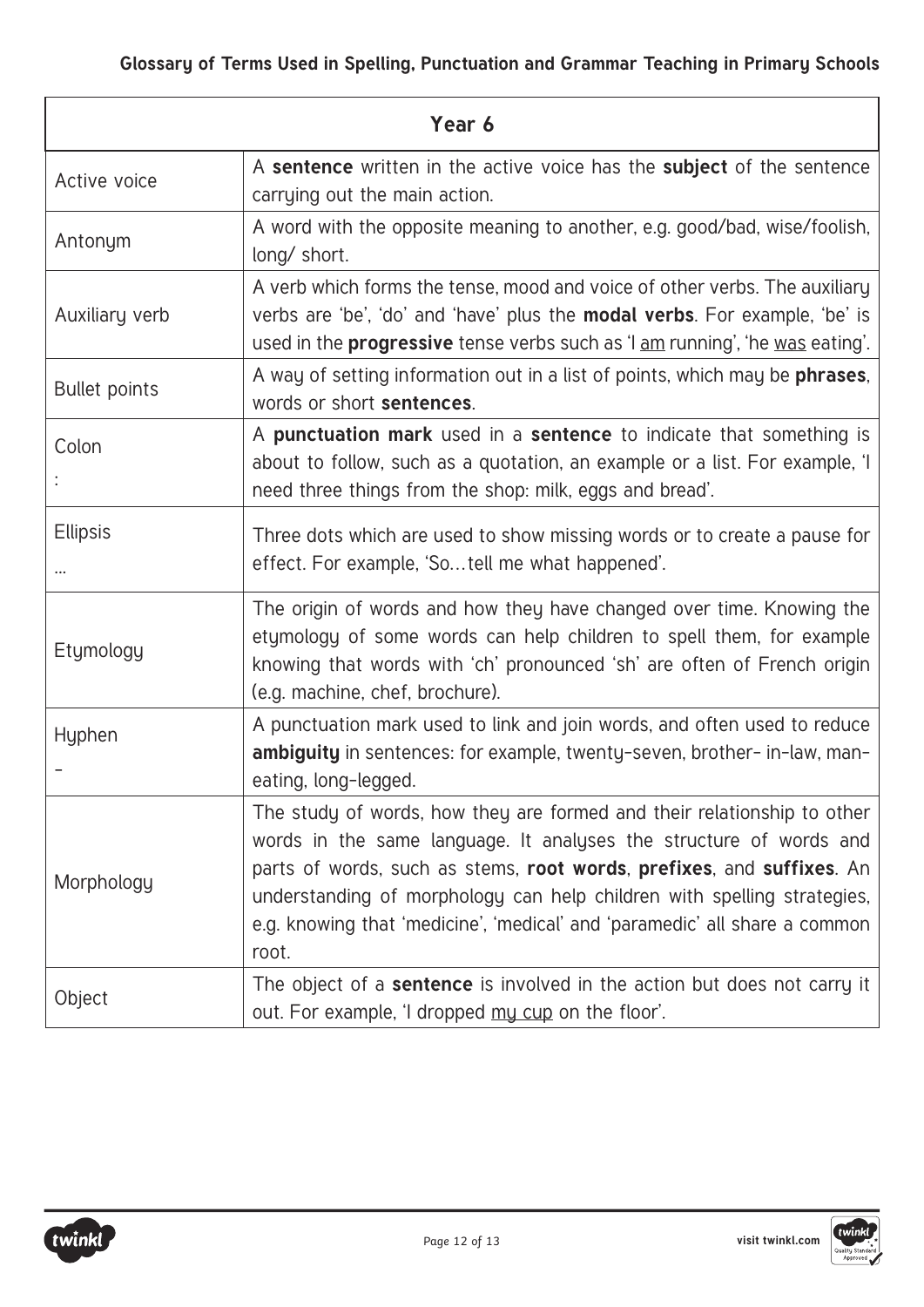| Year 6 | |
|---|---|
| Active voice | A **sentence** written in the active voice has the **subject** of the sentence carrying out the main action. |
| Antonym | A word with the opposite meaning to another, e.g. good/bad, wise/foolish, long/ short. |
| Auxiliary verb | A verb which forms the tense, mood and voice of other verbs. The auxiliary verbs are 'be', 'do' and 'have' plus the **modal verbs**. For example, 'be' is used in the **progressive** tense verbs such as 'I <u>am</u> running', 'he <u>was</u> eating'. |
| Bullet points | A way of setting information out in a list of points, which may be **phrases**, words or short **sentences**. |
| Colon<br>: | A **punctuation mark** used in a **sentence** to indicate that something is about to follow, such as a quotation, an example or a list. For example, 'I need three things from the shop: milk, eggs and bread'. |
| Ellipsis<br>... | Three dots which are used to show missing words or to create a pause for effect. For example, 'So…tell me what happened'. |
| Etymology | The origin of words and how they have changed over time. Knowing the etymology of some words can help children to spell them, for example knowing that words with 'ch' pronounced 'sh' are often of French origin (e.g. machine, chef, brochure). |
| Hyphen<br>- | A punctuation mark used to link and join words, and often used to reduce **ambiguity** in sentences: for example, twenty-seven, brother- in-law, man-eating, long-legged. |
| Morphology | The study of words, how they are formed and their relationship to other words in the same language. It analyses the structure of words and parts of words, such as stems, **root words**, **prefixes**, and **suffixes**. An understanding of morphology can help children with spelling strategies, e.g. knowing that 'medicine', 'medical' and 'paramedic' all share a common root. |
| Object | The object of a **sentence** is involved in the action but does not carry it out. For example, 'I dropped <u>my cup</u> on the floor'. |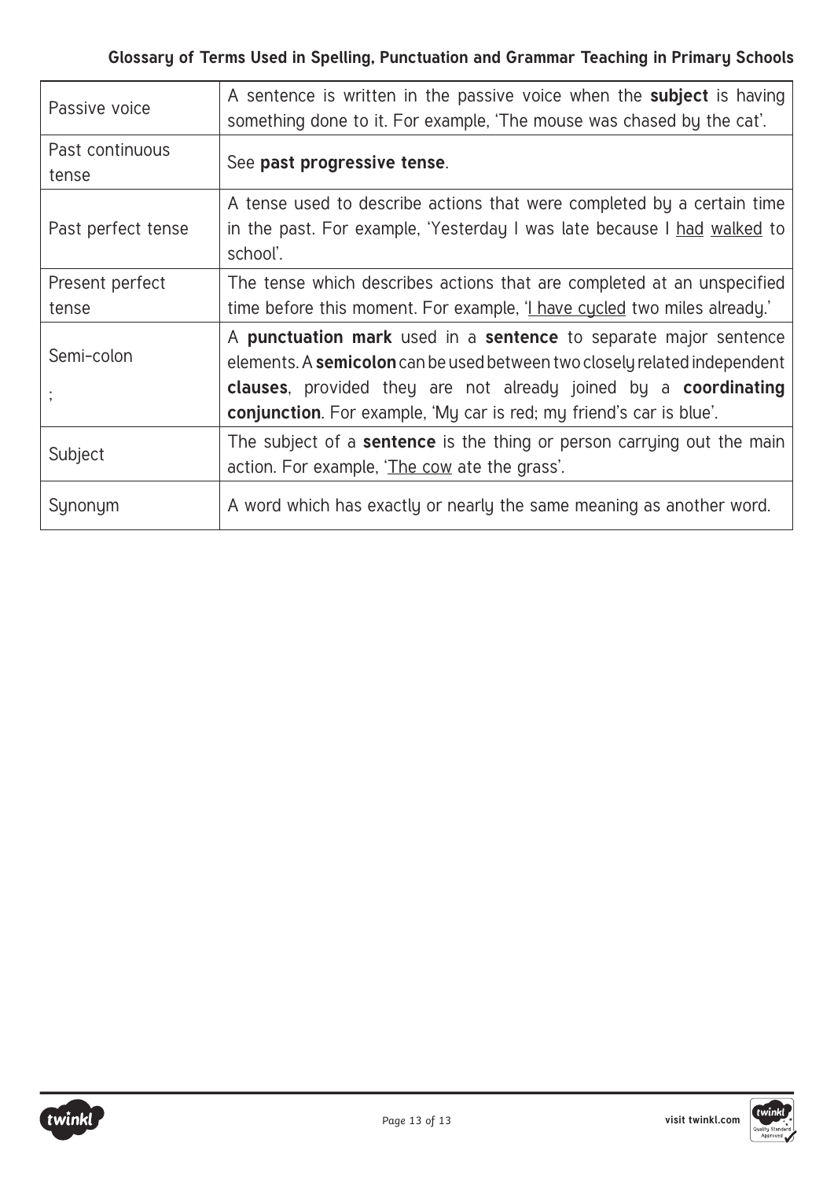| | |
|---|---|
| Passive voice | A sentence is written in the passive voice when the **subject** is having something done to it. For example, 'The mouse was chased by the cat'. |
| Past continuous tense | See **past progressive tense**. |
| Past perfect tense | A tense used to describe actions that were completed by a certain time in the past. For example, 'Yesterday I was late because I had walked to school'. |
| Present perfect tense | The tense which describes actions that are completed at an unspecified time before this moment. For example, 'I have cycled two miles already.' |
| Semi-colon<br>; | A **punctuation mark** used in a **sentence** to separate major sentence elements. A **semicolon** can be used between two closely related independent **clauses**, provided they are not already joined by a **coordinating conjunction**. For example, 'My car is red; my friend's car is blue'. |
| Subject | The subject of a **sentence** is the thing or person carrying out the main action. For example, 'The cow ate the grass'. |
| Synonym | A word which has exactly or nearly the same meaning as another word. |